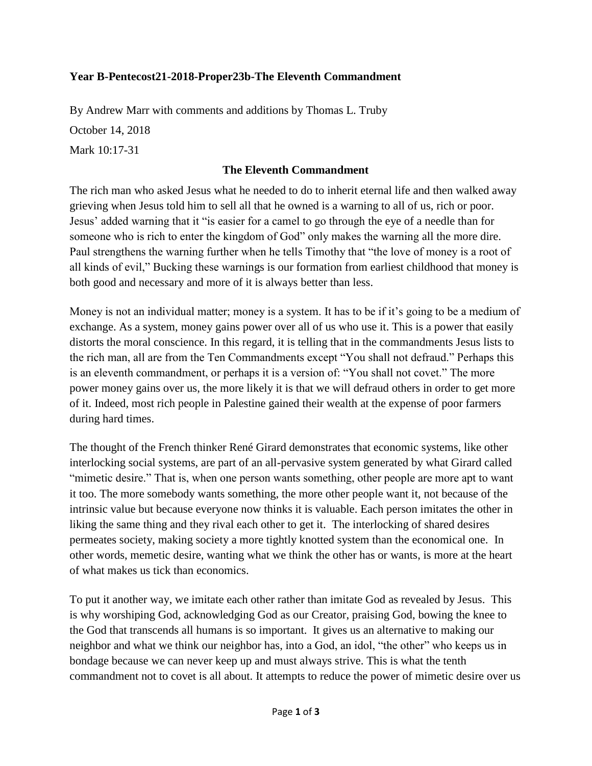**Year B-Pentecost21-2018-Proper23b-The Eleventh Commandment**

By Andrew Marr with comments and additions by Thomas L. Truby

October 14, 2018

Mark 10:17-31

## The Eleventh Commandment

The rich man who asked Jesus what he needed to do to inherit eternal life and then walked away grieving when Jesus told him to sell all that he owned is a warning to all of us, rich or poor. Jesus' added warning that it "is easier for a camel to go through the eye of a needle than for someone who is rich to enter the kingdom of God" only makes the warning all the more dire. Paul strengthens the warning further when he tells Timothy that "the love of money is a root of all kinds of evil," Bucking these warnings is our formation from earliest childhood that money is both good and necessary and more of it is always better than less.

Money is not an individual matter; money is a system. It has to be if it's going to be a medium of exchange. As a system, money gains power over all of us who use it. This is a power that easily distorts the moral conscience. In this regard, it is telling that in the commandments Jesus lists to the rich man, all are from the Ten Commandments except "You shall not defraud." Perhaps this is an eleventh commandment, or perhaps it is a version of: "You shall not covet." The more power money gains over us, the more likely it is that we will defraud others in order to get more of it. Indeed, most rich people in Palestine gained their wealth at the expense of poor farmers during hard times.

The thought of the French thinker René Girard demonstrates that economic systems, like other interlocking social systems, are part of an all-pervasive system generated by what Girard called "mimetic desire." That is, when one person wants something, other people are more apt to want it too. The more somebody wants something, the more other people want it, not because of the intrinsic value but because everyone now thinks it is valuable. Each person imitates the other in liking the same thing and they rival each other to get it. The interlocking of shared desires permeates society, making society a more tightly knotted system than the economical one. In other words, memetic desire, wanting what we think the other has or wants, is more at the heart of what makes us tick than economics.

To put it another way, we imitate each other rather than imitate God as revealed by Jesus. This is why worshiping God, acknowledging God as our Creator, praising God, bowing the knee to the God that transcends all humans is so important. It gives us an alternative to making our neighbor and what we think our neighbor has, into a God, an idol, "the other" who keeps us in bondage because we can never keep up and must always strive. This is what the tenth commandment not to covet is all about. It attempts to reduce the power of mimetic desire over us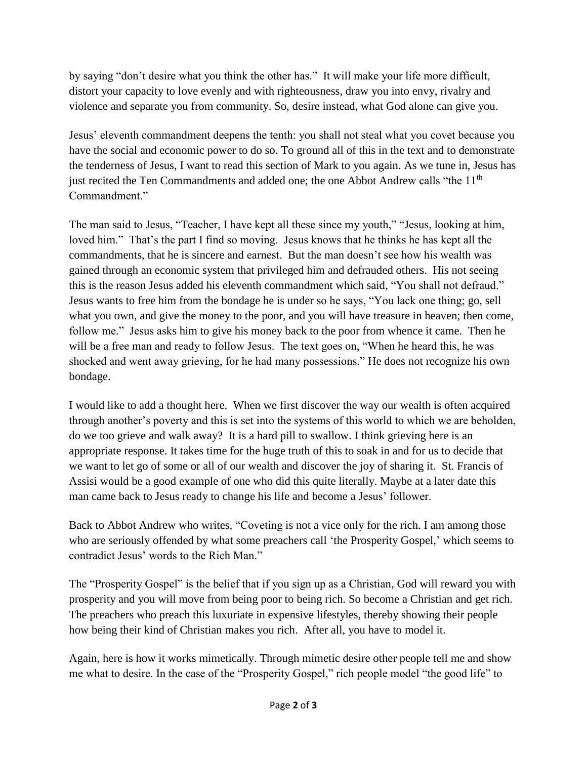by saying "don't desire what you think the other has." It will make your life more difficult, distort your capacity to love evenly and with righteousness, draw you into envy, rivalry and violence and separate you from community. So, desire instead, what God alone can give you.

Jesus' eleventh commandment deepens the tenth: you shall not steal what you covet because you have the social and economic power to do so. To ground all of this in the text and to demonstrate the tenderness of Jesus, I want to read this section of Mark to you again. As we tune in, Jesus has just recited the Ten Commandments and added one; the one Abbot Andrew calls "the 11th Commandment."

The man said to Jesus, "Teacher, I have kept all these since my youth," "Jesus, looking at him, loved him." That's the part I find so moving. Jesus knows that he thinks he has kept all the commandments, that he is sincere and earnest. But the man doesn't see how his wealth was gained through an economic system that privileged him and defrauded others. His not seeing this is the reason Jesus added his eleventh commandment which said, "You shall not defraud." Jesus wants to free him from the bondage he is under so he says, "You lack one thing; go, sell what you own, and give the money to the poor, and you will have treasure in heaven; then come, follow me." Jesus asks him to give his money back to the poor from whence it came. Then he will be a free man and ready to follow Jesus. The text goes on, "When he heard this, he was shocked and went away grieving, for he had many possessions." He does not recognize his own bondage.

I would like to add a thought here. When we first discover the way our wealth is often acquired through another's poverty and this is set into the systems of this world to which we are beholden, do we too grieve and walk away? It is a hard pill to swallow. I think grieving here is an appropriate response. It takes time for the huge truth of this to soak in and for us to decide that we want to let go of some or all of our wealth and discover the joy of sharing it. St. Francis of Assisi would be a good example of one who did this quite literally. Maybe at a later date this man came back to Jesus ready to change his life and become a Jesus' follower.

Back to Abbot Andrew who writes, "Coveting is not a vice only for the rich. I am among those who are seriously offended by what some preachers call 'the Prosperity Gospel,' which seems to contradict Jesus' words to the Rich Man."

The "Prosperity Gospel" is the belief that if you sign up as a Christian, God will reward you with prosperity and you will move from being poor to being rich. So become a Christian and get rich. The preachers who preach this luxuriate in expensive lifestyles, thereby showing their people how being their kind of Christian makes you rich. After all, you have to model it.

Again, here is how it works mimetically. Through mimetic desire other people tell me and show me what to desire. In the case of the "Prosperity Gospel," rich people model "the good life" to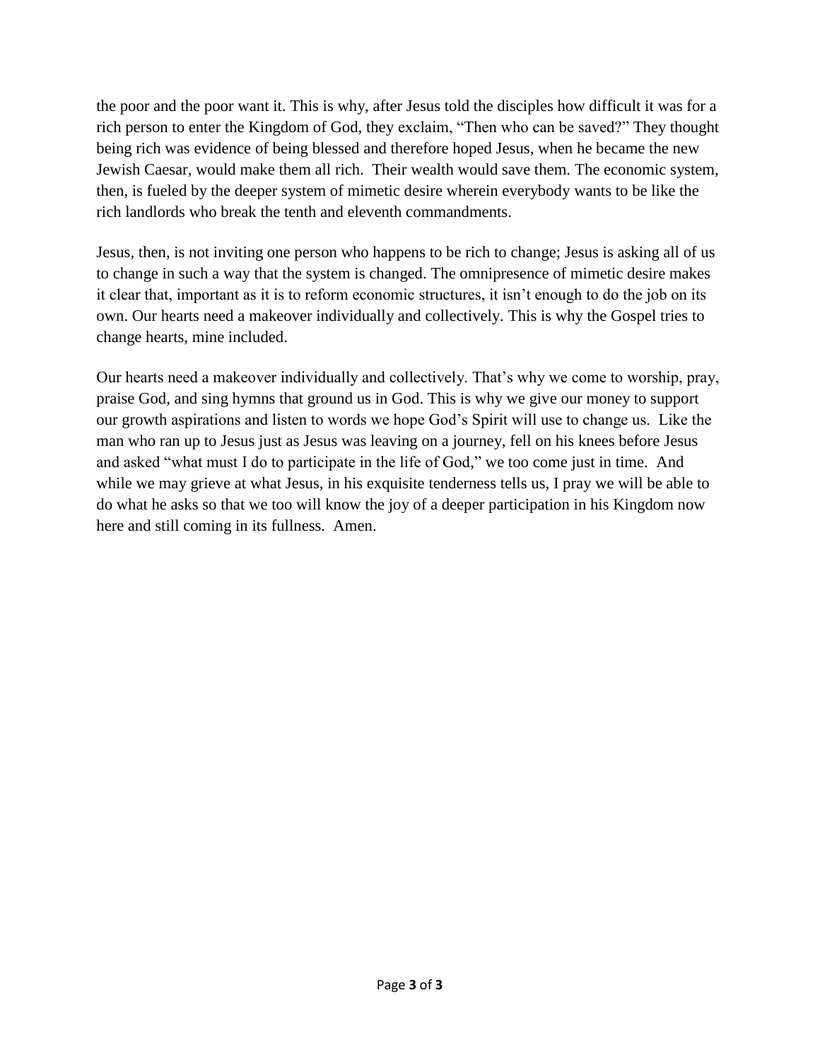the poor and the poor want it. This is why, after Jesus told the disciples how difficult it was for a rich person to enter the Kingdom of God, they exclaim, "Then who can be saved?" They thought being rich was evidence of being blessed and therefore hoped Jesus, when he became the new Jewish Caesar, would make them all rich. Their wealth would save them. The economic system, then, is fueled by the deeper system of mimetic desire wherein everybody wants to be like the rich landlords who break the tenth and eleventh commandments.

Jesus, then, is not inviting one person who happens to be rich to change; Jesus is asking all of us to change in such a way that the system is changed. The omnipresence of mimetic desire makes it clear that, important as it is to reform economic structures, it isn't enough to do the job on its own. Our hearts need a makeover individually and collectively. This is why the Gospel tries to change hearts, mine included.

Our hearts need a makeover individually and collectively. That's why we come to worship, pray, praise God, and sing hymns that ground us in God. This is why we give our money to support our growth aspirations and listen to words we hope God's Spirit will use to change us. Like the man who ran up to Jesus just as Jesus was leaving on a journey, fell on his knees before Jesus and asked "what must I do to participate in the life of God," we too come just in time. And while we may grieve at what Jesus, in his exquisite tenderness tells us, I pray we will be able to do what he asks so that we too will know the joy of a deeper participation in his Kingdom now here and still coming in its fullness. Amen.